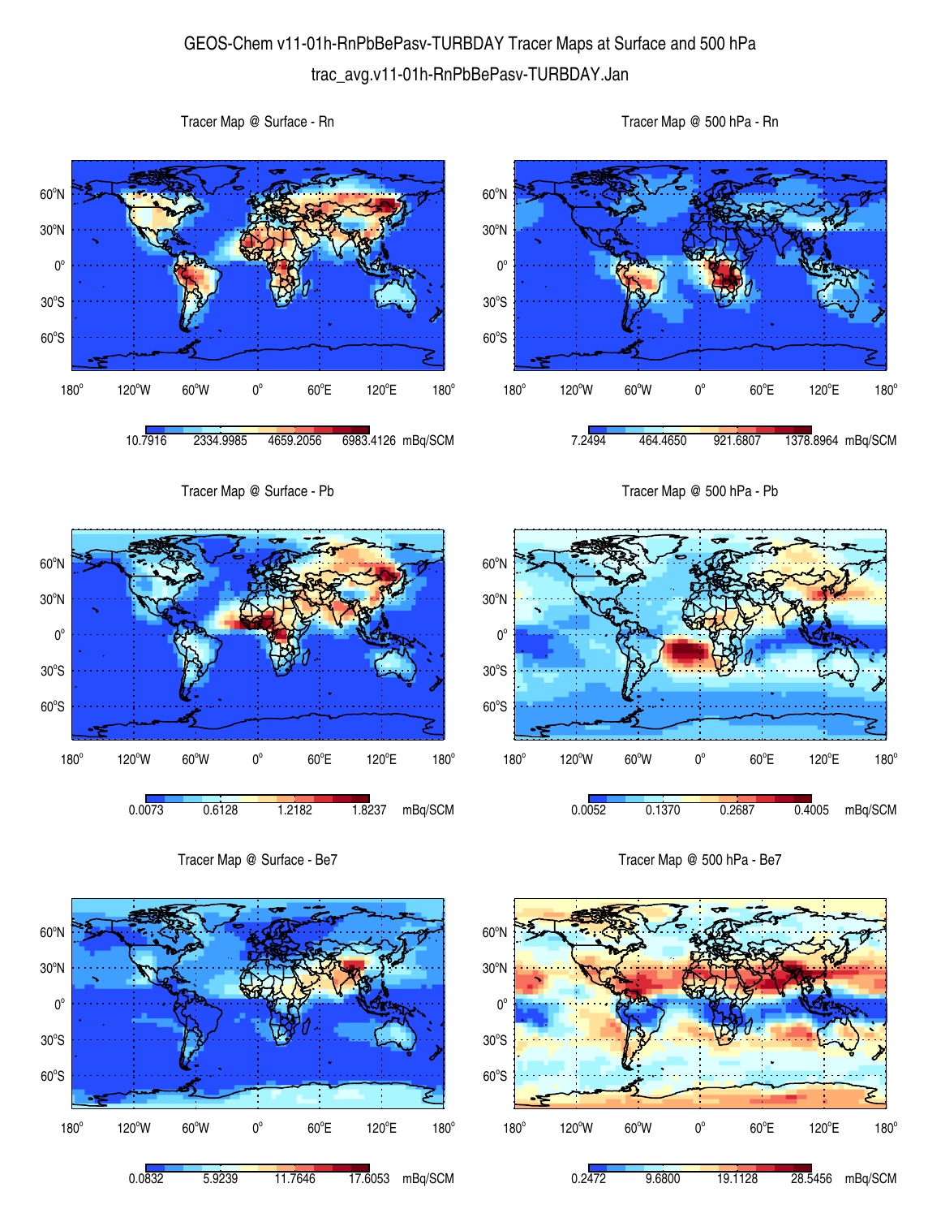# GEOS-Chem v11-01h-RnPbBePasv-TURBDAY Tracer Maps at Surface and 500 hPa

trac_avg.v11-01h-RnPbBePasv-TURBDAY.Jan

Tracer Map @ Surface - Rn

10.7916 | 2334.9985 | 4659.2056 | 6983.4126 mBq/SCM

Tracer Map @ 500 hPa - Rn

7.2494 | 464.4650 | 921.6807 | 1378.8964 mBq/SCM

Tracer Map @ Surface - Pb

0.0073 | 0.6128 | 1.2182 | 1.8237 mBq/SCM

Tracer Map @ 500 hPa - Pb

0.0052 | 0.1370 | 0.2687 | 0.4005 mBq/SCM

Tracer Map @ Surface - Be7

0.0832 | 5.9239 | 11.7646 | 17.6053 mBq/SCM

Tracer Map @ 500 hPa - Be7

0.2472 | 9.6800 | 19.1128 | 28.5456 mBq/SCM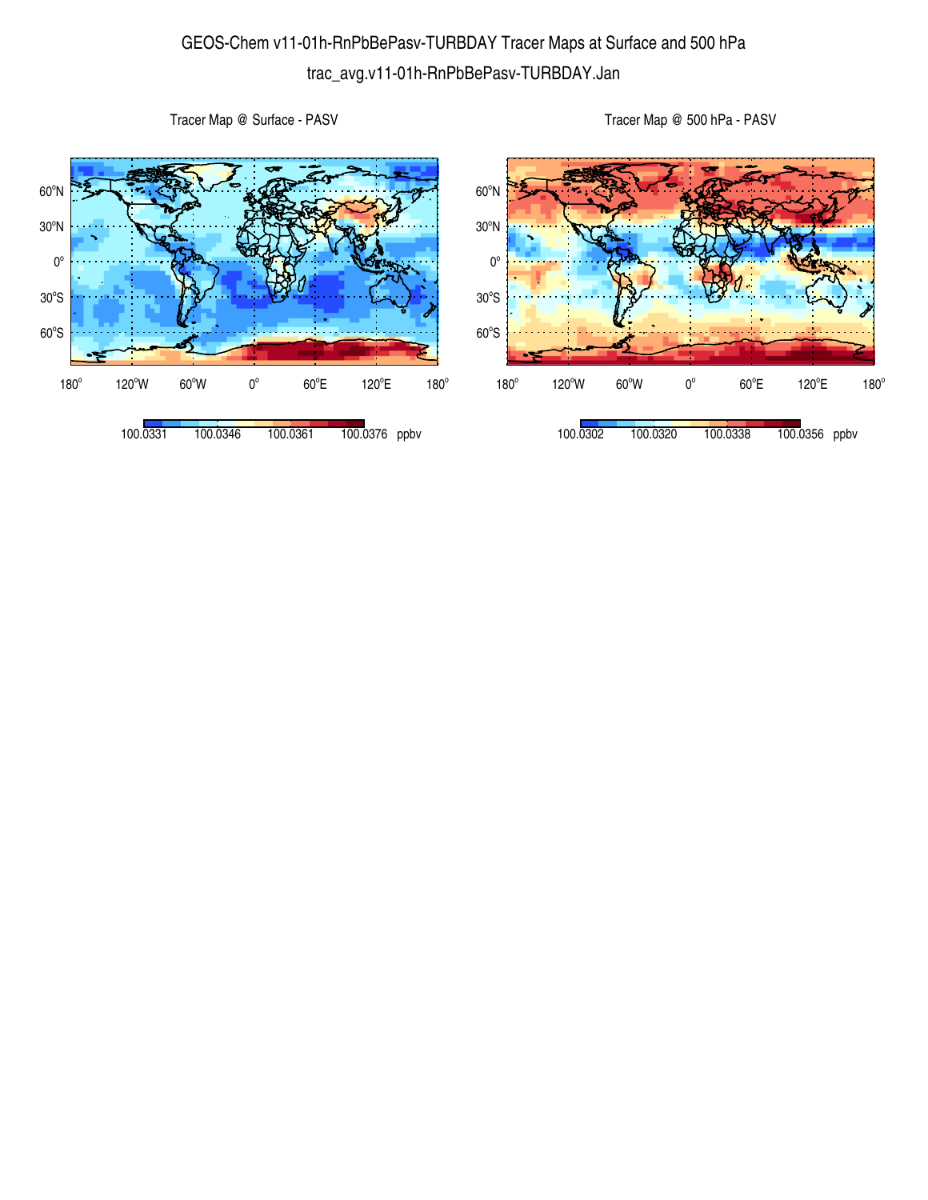GEOS-Chem v11-01h-RnPbBePasv-TURBDAY Tracer Maps at Surface and 500 hPa

trac_avg.v11-01h-RnPbBePasv-TURBDAY.Jan

Tracer Map @ Surface - PASV

60°N
30°N
0°
30°S
60°S

180° 120°W 60°W 0° 60°E 120°E 180°

100.0331 100.0346 100.0361 100.0376 ppbv

Tracer Map @ 500 hPa - PASV

60°N
30°N
0°
30°S
60°S

180° 120°W 60°W 0° 60°E 120°E 180°

100.0302 100.0320 100.0338 100.0356 ppbv